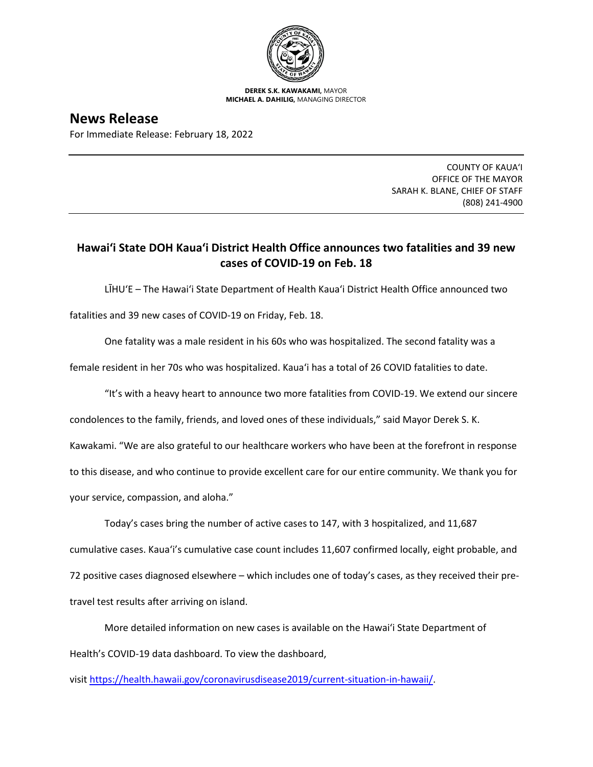**DEREK S.K. KAWAKAMI,** MAYOR
**MICHAEL A. DAHILIG,** MANAGING DIRECTOR

# News Release

For Immediate Release: February 18, 2022

COUNTY OF KAUA'I
OFFICE OF THE MAYOR
SARAH K. BLANE, CHIEF OF STAFF
(808) 241-4900

## Hawai'i State DOH Kaua'i District Health Office announces two fatalities and 39 new cases of COVID-19 on Feb. 18

LĪHU'E – The Hawai'i State Department of Health Kaua'i District Health Office announced two fatalities and 39 new cases of COVID-19 on Friday, Feb. 18.

One fatality was a male resident in his 60s who was hospitalized. The second fatality was a female resident in her 70s who was hospitalized. Kaua'i has a total of 26 COVID fatalities to date.

"It's with a heavy heart to announce two more fatalities from COVID-19. We extend our sincere condolences to the family, friends, and loved ones of these individuals," said Mayor Derek S. K. Kawakami. "We are also grateful to our healthcare workers who have been at the forefront in response to this disease, and who continue to provide excellent care for our entire community. We thank you for your service, compassion, and aloha."

Today's cases bring the number of active cases to 147, with 3 hospitalized, and 11,687 cumulative cases. Kaua'i's cumulative case count includes 11,607 confirmed locally, eight probable, and 72 positive cases diagnosed elsewhere – which includes one of today's cases, as they received their pre-travel test results after arriving on island.

More detailed information on new cases is available on the Hawai'i State Department of Health's COVID-19 data dashboard. To view the dashboard, visit [https://health.hawaii.gov/coronavirusdisease2019/current-situation-in-hawaii/](https://health.hawaii.gov/coronavirusdisease2019/current-situation-in-hawaii/).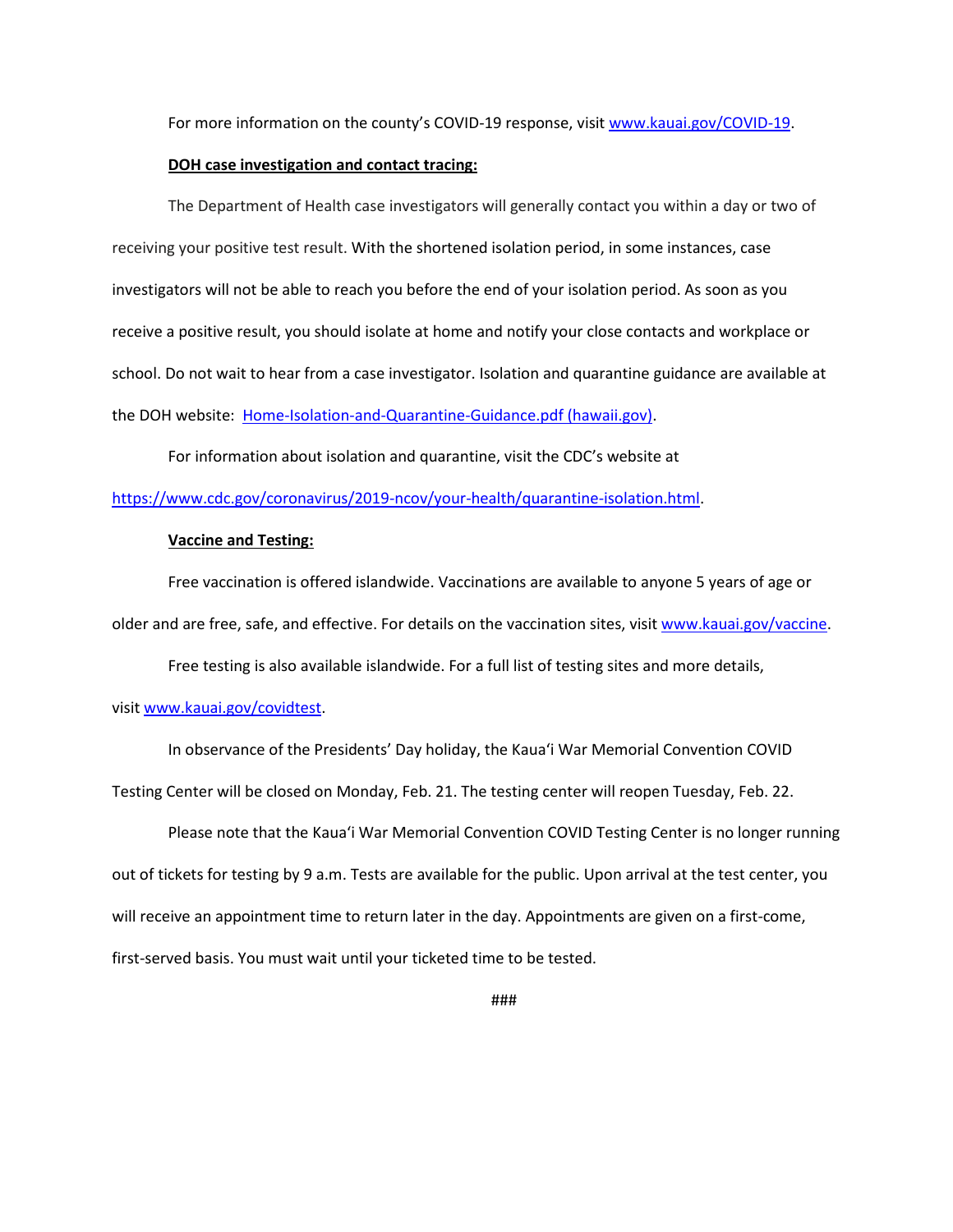For more information on the county's COVID-19 response, visit [www.kauai.gov/COVID-19](www.kauai.gov/COVID-19).

**DOH case investigation and contact tracing:**

The Department of Health case investigators will generally contact you within a day or two of receiving your positive test result. With the shortened isolation period, in some instances, case investigators will not be able to reach you before the end of your isolation period. As soon as you receive a positive result, you should isolate at home and notify your close contacts and workplace or school. Do not wait to hear from a case investigator. Isolation and quarantine guidance are available at the DOH website: Home-Isolation-and-Quarantine-Guidance.pdf (hawaii.gov).

For information about isolation and quarantine, visit the CDC's website at https://www.cdc.gov/coronavirus/2019-ncov/your-health/quarantine-isolation.html.

**Vaccine and Testing:**

Free vaccination is offered islandwide. Vaccinations are available to anyone 5 years of age or older and are free, safe, and effective. For details on the vaccination sites, visit [www.kauai.gov/vaccine](www.kauai.gov/vaccine).

Free testing is also available islandwide. For a full list of testing sites and more details, visit [www.kauai.gov/covidtest](www.kauai.gov/covidtest).

In observance of the Presidents' Day holiday, the Kaua'i War Memorial Convention COVID Testing Center will be closed on Monday, Feb. 21. The testing center will reopen Tuesday, Feb. 22.

Please note that the Kaua'i War Memorial Convention COVID Testing Center is no longer running out of tickets for testing by 9 a.m. Tests are available for the public. Upon arrival at the test center, you will receive an appointment time to return later in the day. Appointments are given on a first-come, first-served basis. You must wait until your ticketed time to be tested.

###